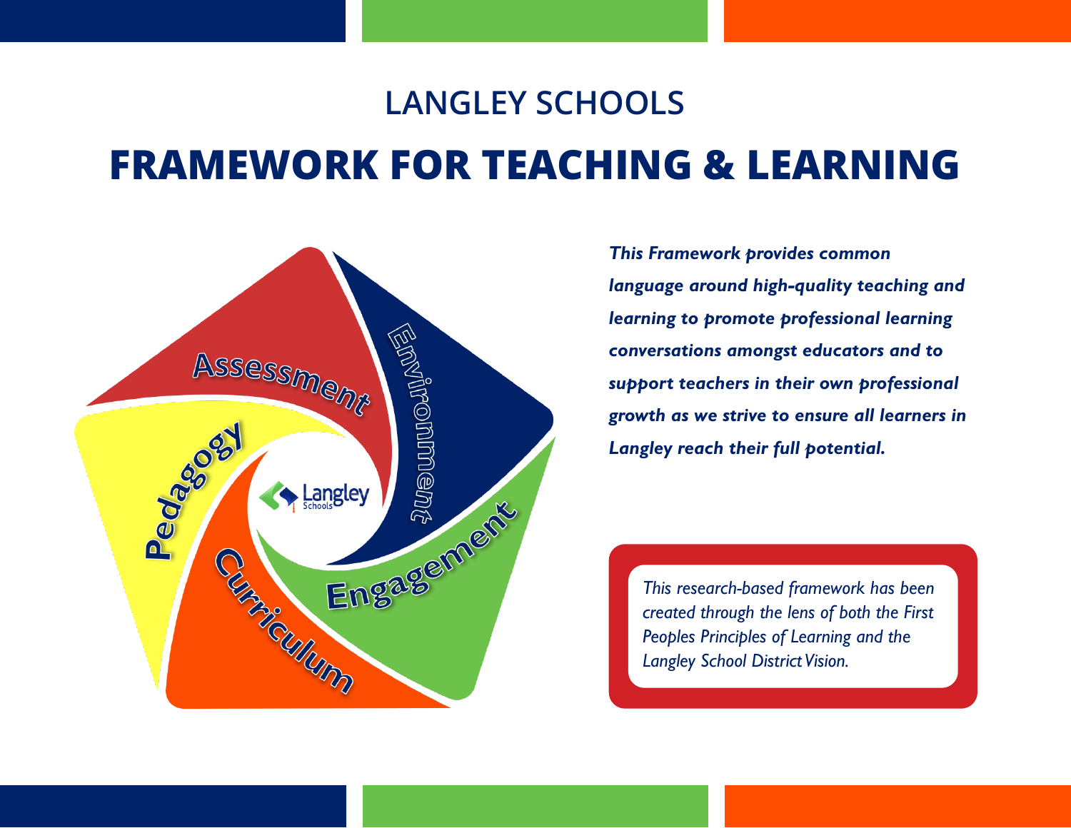# LANGLEY SCHOOLS

# FRAMEWORK FOR TEACHING & LEARNING

Assessment

Environment

Engagement

Curriculum

Pedagogy

Langley Schools

***This Framework provides common language around high-quality teaching and learning to promote professional learning conversations amongst educators and to support teachers in their own professional growth as we strive to ensure all learners in Langley reach their full potential.***

*This research-based framework has been created through the lens of both the First Peoples Principles of Learning and the Langley School District Vision.*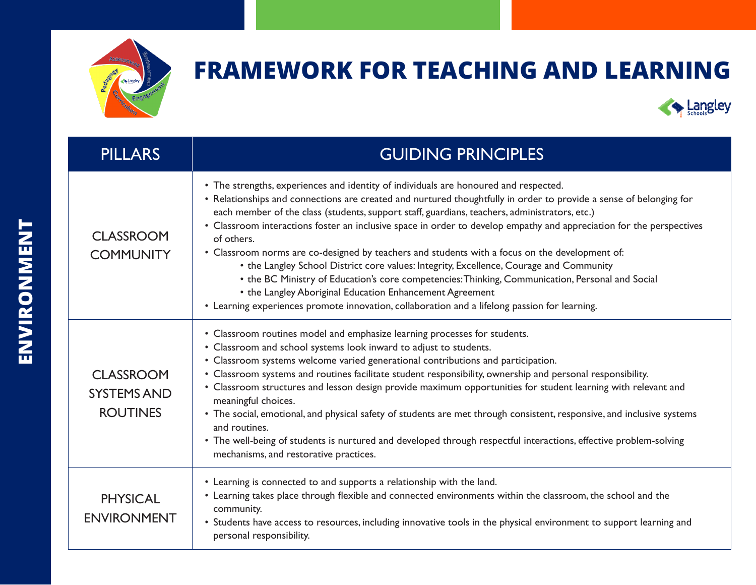# FRAMEWORK FOR TEACHING AND LEARNING

## ENVIRONMENT

| PILLARS | GUIDING PRINCIPLES |
| --- | --- |
| CLASSROOM COMMUNITY | • The strengths, experiences and identity of individuals are honoured and respected.<br>• Relationships and connections are created and nurtured thoughtfully in order to provide a sense of belonging for each member of the class (students, support staff, guardians, teachers, administrators, etc.)<br>• Classroom interactions foster an inclusive space in order to develop empathy and appreciation for the perspectives of others.<br>• Classroom norms are co-designed by teachers and students with a focus on the development of:<br>&nbsp;&nbsp;&nbsp;&nbsp;• the Langley School District core values: Integrity, Excellence, Courage and Community<br>&nbsp;&nbsp;&nbsp;&nbsp;• the BC Ministry of Education's core competencies: Thinking, Communication, Personal and Social<br>&nbsp;&nbsp;&nbsp;&nbsp;• the Langley Aboriginal Education Enhancement Agreement<br>• Learning experiences promote innovation, collaboration and a lifelong passion for learning. |
| CLASSROOM SYSTEMS AND ROUTINES | • Classroom routines model and emphasize learning processes for students.<br>• Classroom and school systems look inward to adjust to students.<br>• Classroom systems welcome varied generational contributions and participation.<br>• Classroom systems and routines facilitate student responsibility, ownership and personal responsibility.<br>• Classroom structures and lesson design provide maximum opportunities for student learning with relevant and meaningful choices.<br>• The social, emotional, and physical safety of students are met through consistent, responsive, and inclusive systems and routines.<br>• The well-being of students is nurtured and developed through respectful interactions, effective problem-solving mechanisms, and restorative practices. |
| PHYSICAL ENVIRONMENT | • Learning is connected to and supports a relationship with the land.<br>• Learning takes place through flexible and connected environments within the classroom, the school and the community.<br>• Students have access to resources, including innovative tools in the physical environment to support learning and personal responsibility. |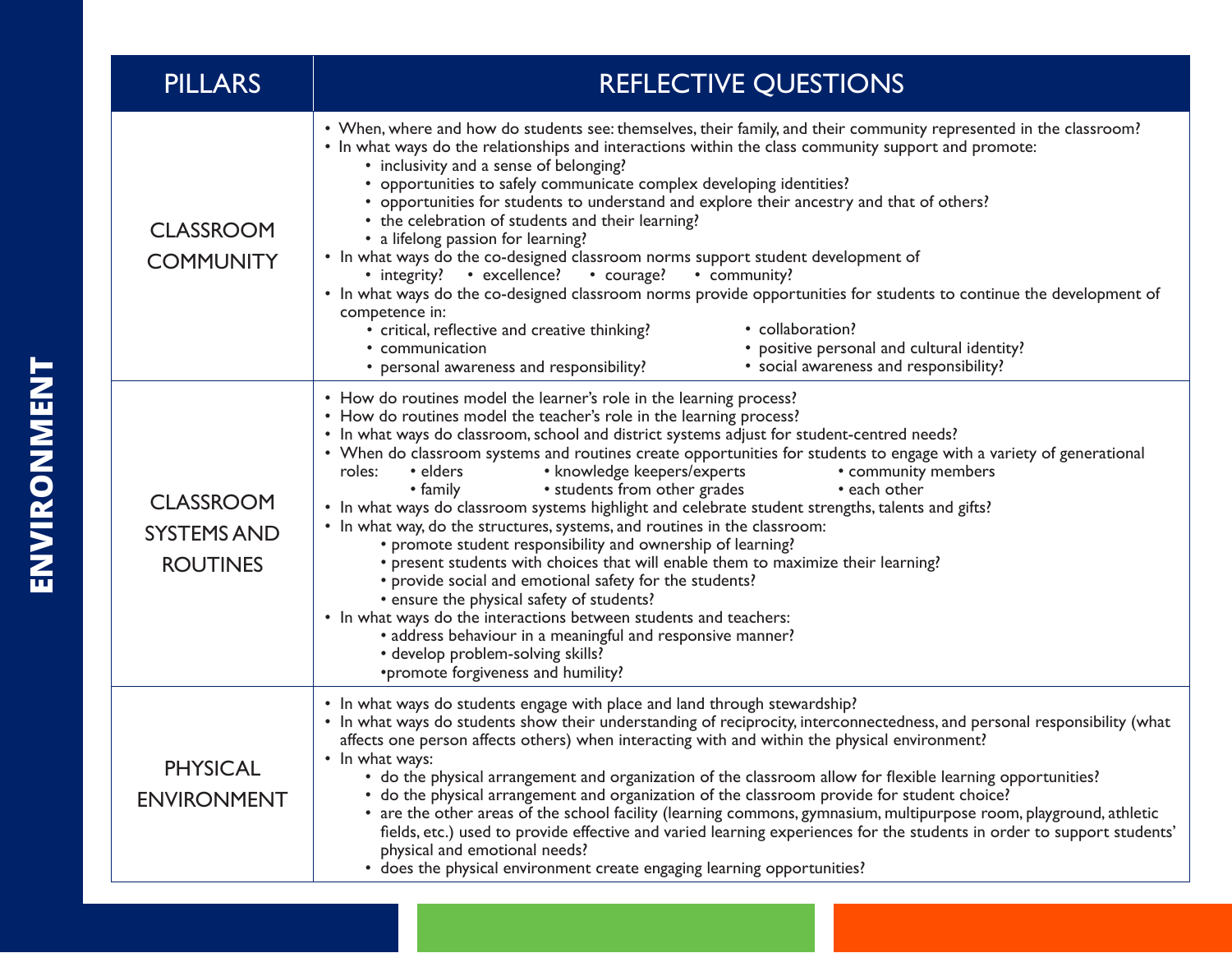# ENVIRONMENT

| PILLARS | REFLECTIVE QUESTIONS |
|---|---|
| CLASSROOM COMMUNITY | • When, where and how do students see: themselves, their family, and their community represented in the classroom?<br>• In what ways do the relationships and interactions within the class community support and promote:<br>&nbsp;&nbsp;&nbsp;&nbsp;• inclusivity and a sense of belonging?<br>&nbsp;&nbsp;&nbsp;&nbsp;• opportunities to safely communicate complex developing identities?<br>&nbsp;&nbsp;&nbsp;&nbsp;• opportunities for students to understand and explore their ancestry and that of others?<br>&nbsp;&nbsp;&nbsp;&nbsp;• the celebration of students and their learning?<br>&nbsp;&nbsp;&nbsp;&nbsp;• a lifelong passion for learning?<br>• In what ways do the co-designed classroom norms support student development of<br>&nbsp;&nbsp;&nbsp;&nbsp;• integrity? • excellence? • courage? • community?<br>• In what ways do the co-designed classroom norms provide opportunities for students to continue the development of competence in:<br>&nbsp;&nbsp;&nbsp;&nbsp;• critical, reflective and creative thinking?<br>&nbsp;&nbsp;&nbsp;&nbsp;• communication<br>&nbsp;&nbsp;&nbsp;&nbsp;• personal awareness and responsibility?<br>&nbsp;&nbsp;&nbsp;&nbsp;• collaboration?<br>&nbsp;&nbsp;&nbsp;&nbsp;• positive personal and cultural identity?<br>&nbsp;&nbsp;&nbsp;&nbsp;• social awareness and responsibility? |
| CLASSROOM SYSTEMS AND ROUTINES | • How do routines model the learner's role in the learning process?<br>• How do routines model the teacher's role in the learning process?<br>• In what ways do classroom, school and district systems adjust for student-centred needs?<br>• When do classroom systems and routines create opportunities for students to engage with a variety of generational roles:<br>&nbsp;&nbsp;&nbsp;&nbsp;• elders • knowledge keepers/experts • community members<br>&nbsp;&nbsp;&nbsp;&nbsp;• family • students from other grades • each other<br>• In what ways do classroom systems highlight and celebrate student strengths, talents and gifts?<br>• In what way, do the structures, systems, and routines in the classroom:<br>&nbsp;&nbsp;&nbsp;&nbsp;• promote student responsibility and ownership of learning?<br>&nbsp;&nbsp;&nbsp;&nbsp;• present students with choices that will enable them to maximize their learning?<br>&nbsp;&nbsp;&nbsp;&nbsp;• provide social and emotional safety for the students?<br>&nbsp;&nbsp;&nbsp;&nbsp;• ensure the physical safety of students?<br>• In what ways do the interactions between students and teachers:<br>&nbsp;&nbsp;&nbsp;&nbsp;• address behaviour in a meaningful and responsive manner?<br>&nbsp;&nbsp;&nbsp;&nbsp;• develop problem-solving skills?<br>&nbsp;&nbsp;&nbsp;&nbsp;• promote forgiveness and humility? |
| PHYSICAL ENVIRONMENT | • In what ways do students engage with place and land through stewardship?<br>• In what ways do students show their understanding of reciprocity, interconnectedness, and personal responsibility (what affects one person affects others) when interacting with and within the physical environment?<br>• In what ways:<br>&nbsp;&nbsp;&nbsp;&nbsp;• do the physical arrangement and organization of the classroom allow for flexible learning opportunities?<br>&nbsp;&nbsp;&nbsp;&nbsp;• do the physical arrangement and organization of the classroom provide for student choice?<br>&nbsp;&nbsp;&nbsp;&nbsp;• are the other areas of the school facility (learning commons, gymnasium, multipurpose room, playground, athletic fields, etc.) used to provide effective and varied learning experiences for the students in order to support students' physical and emotional needs?<br>&nbsp;&nbsp;&nbsp;&nbsp;• does the physical environment create engaging learning opportunities? |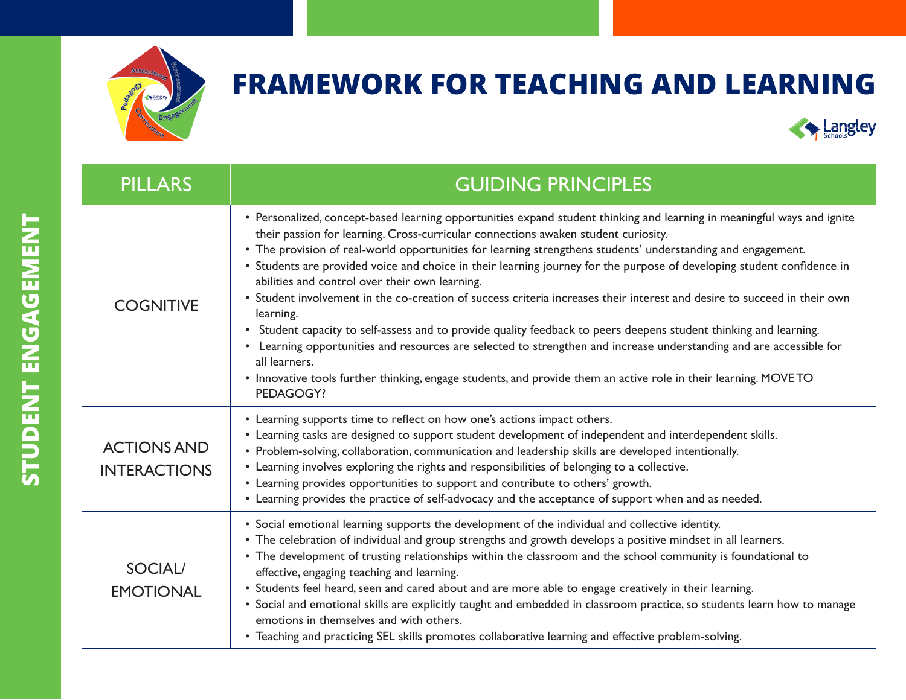# FRAMEWORK FOR TEACHING AND LEARNING

## STUDENT ENGAGEMENT

| PILLARS | GUIDING PRINCIPLES |
|---|---|
| COGNITIVE | • Personalized, concept-based learning opportunities expand student thinking and learning in meaningful ways and ignite their passion for learning. Cross-curricular connections awaken student curiosity.<br>• The provision of real-world opportunities for learning strengthens students' understanding and engagement.<br>• Students are provided voice and choice in their learning journey for the purpose of developing student confidence in abilities and control over their own learning.<br>• Student involvement in the co-creation of success criteria increases their interest and desire to succeed in their own learning.<br>• Student capacity to self-assess and to provide quality feedback to peers deepens student thinking and learning.<br>• Learning opportunities and resources are selected to strengthen and increase understanding and are accessible for all learners.<br>• Innovative tools further thinking, engage students, and provide them an active role in their learning. MOVE TO PEDAGOGY? |
| ACTIONS AND INTERACTIONS | • Learning supports time to reflect on how one's actions impact others.<br>• Learning tasks are designed to support student development of independent and interdependent skills.<br>• Problem-solving, collaboration, communication and leadership skills are developed intentionally.<br>• Learning involves exploring the rights and responsibilities of belonging to a collective.<br>• Learning provides opportunities to support and contribute to others' growth.<br>• Learning provides the practice of self-advocacy and the acceptance of support when and as needed. |
| SOCIAL/ EMOTIONAL | • Social emotional learning supports the development of the individual and collective identity.<br>• The celebration of individual and group strengths and growth develops a positive mindset in all learners.<br>• The development of trusting relationships within the classroom and the school community is foundational to effective, engaging teaching and learning.<br>• Students feel heard, seen and cared about and are more able to engage creatively in their learning.<br>• Social and emotional skills are explicitly taught and embedded in classroom practice, so students learn how to manage emotions in themselves and with others.<br>• Teaching and practicing SEL skills promotes collaborative learning and effective problem-solving. |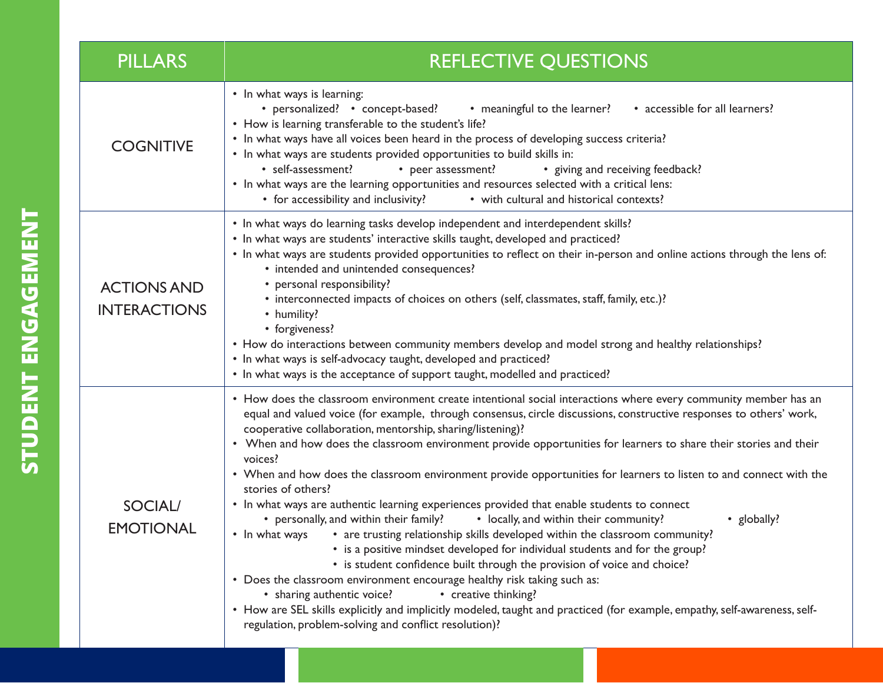# STUDENT ENGAGEMENT

| PILLARS | REFLECTIVE QUESTIONS |
|---|---|
| COGNITIVE | • In what ways is learning: • personalized? • concept-based? • meaningful to the learner? • accessible for all learners?<br>• How is learning transferable to the student's life?<br>• In what ways have all voices been heard in the process of developing success criteria?<br>• In what ways are students provided opportunities to build skills in: • self-assessment? • peer assessment? • giving and receiving feedback?<br>• In what ways are the learning opportunities and resources selected with a critical lens: • for accessibility and inclusivity? • with cultural and historical contexts? |
| ACTIONS AND INTERACTIONS | • In what ways do learning tasks develop independent and interdependent skills?<br>• In what ways are students' interactive skills taught, developed and practiced?<br>• In what ways are students provided opportunities to reflect on their in-person and online actions through the lens of: • intended and unintended consequences? • personal responsibility? • interconnected impacts of choices on others (self, classmates, staff, family, etc.)? • humility? • forgiveness?<br>• How do interactions between community members develop and model strong and healthy relationships?<br>• In what ways is self-advocacy taught, developed and practiced?<br>• In what ways is the acceptance of support taught, modelled and practiced? |
| SOCIAL/ EMOTIONAL | • How does the classroom environment create intentional social interactions where every community member has an equal and valued voice (for example, through consensus, circle discussions, constructive responses to others' work, cooperative collaboration, mentorship, sharing/listening)?<br>• When and how does the classroom environment provide opportunities for learners to share their stories and their voices?<br>• When and how does the classroom environment provide opportunities for learners to listen to and connect with the stories of others?<br>• In what ways are authentic learning experiences provided that enable students to connect • personally, and within their family? • locally, and within their community? • globally?<br>• In what ways • are trusting relationship skills developed within the classroom community? • is a positive mindset developed for individual students and for the group? • is student confidence built through the provision of voice and choice?<br>• Does the classroom environment encourage healthy risk taking such as: • sharing authentic voice? • creative thinking?<br>• How are SEL skills explicitly and implicitly modeled, taught and practiced (for example, empathy, self-awareness, self-regulation, problem-solving and conflict resolution)? |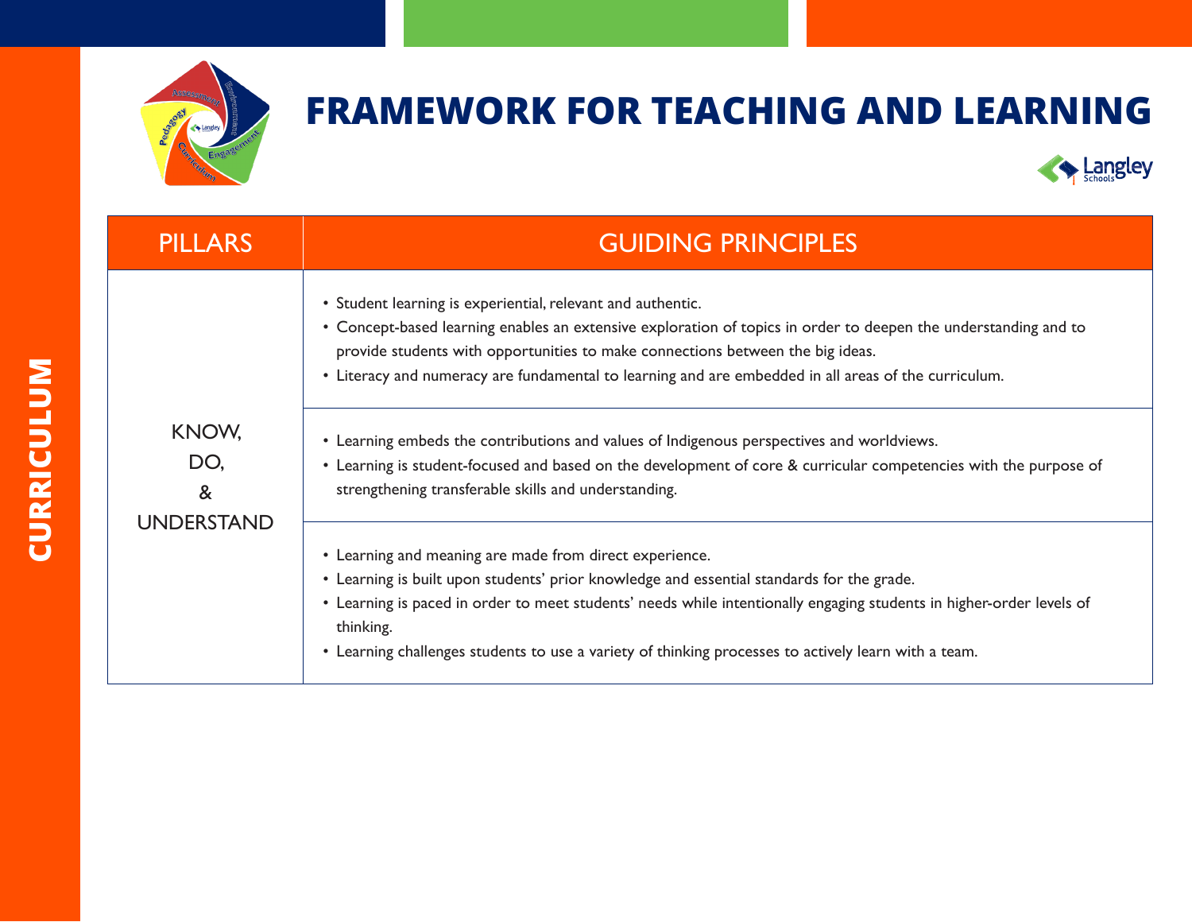# FRAMEWORK FOR TEACHING AND LEARNING

## CURRICULUM

| PILLARS | GUIDING PRINCIPLES |
|---|---|
| KNOW, DO, & UNDERSTAND | • Student learning is experiential, relevant and authentic.<br>• Concept-based learning enables an extensive exploration of topics in order to deepen the understanding and to provide students with opportunities to make connections between the big ideas.<br>• Literacy and numeracy are fundamental to learning and are embedded in all areas of the curriculum. |
| | • Learning embeds the contributions and values of Indigenous perspectives and worldviews.<br>• Learning is student-focused and based on the development of core & curricular competencies with the purpose of strengthening transferable skills and understanding. |
| | • Learning and meaning are made from direct experience.<br>• Learning is built upon students' prior knowledge and essential standards for the grade.<br>• Learning is paced in order to meet students' needs while intentionally engaging students in higher-order levels of thinking.<br>• Learning challenges students to use a variety of thinking processes to actively learn with a team. |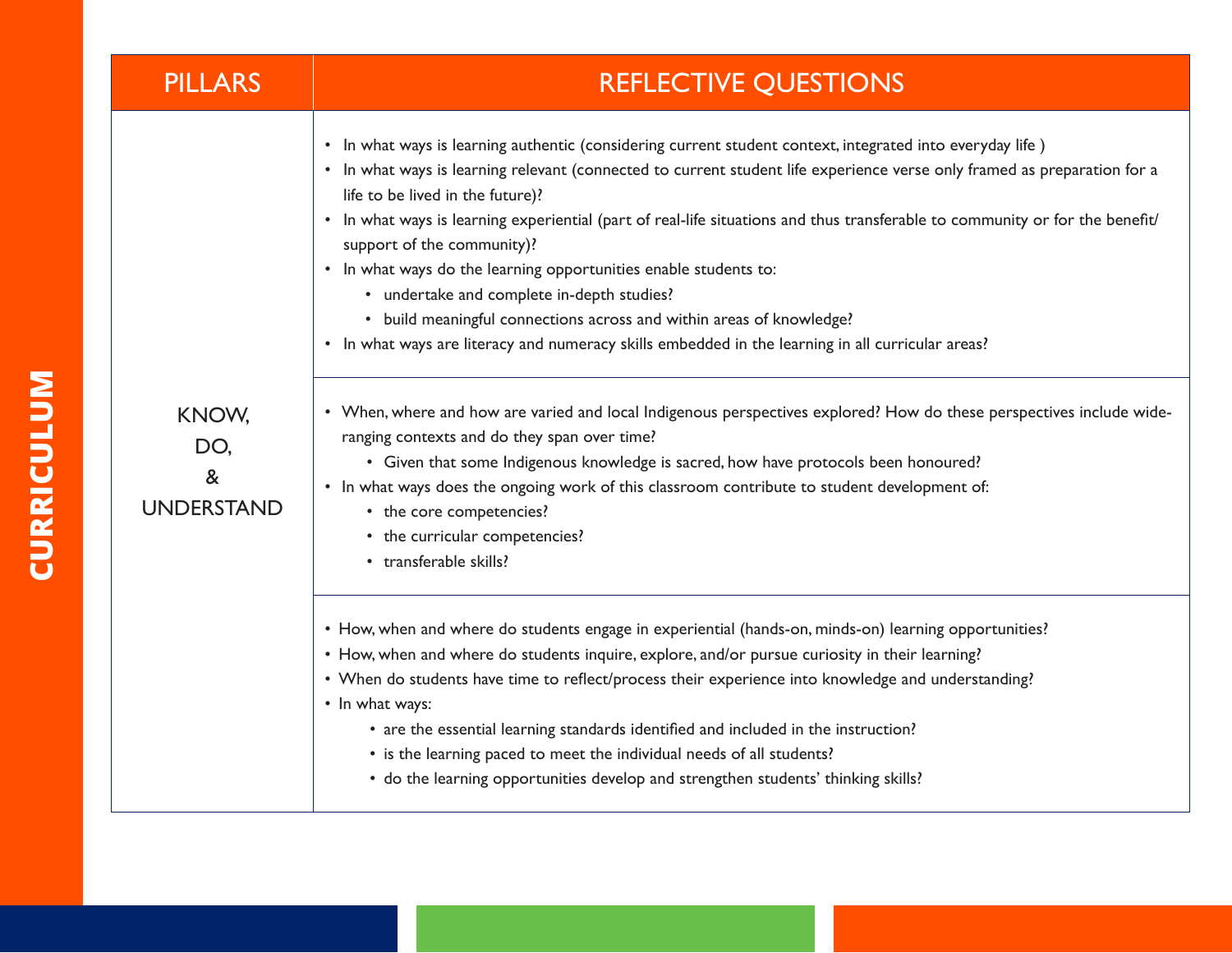# CURRICULUM

| PILLARS | REFLECTIVE QUESTIONS |
|---|---|
| KNOW, DO, & UNDERSTAND | • In what ways is learning authentic (considering current student context, integrated into everyday life )<br>• In what ways is learning relevant (connected to current student life experience verse only framed as preparation for a life to be lived in the future)?<br>• In what ways is learning experiential (part of real-life situations and thus transferable to community or for the benefit/ support of the community)?<br>• In what ways do the learning opportunities enable students to:<br>&nbsp;&nbsp;&nbsp;&nbsp;• undertake and complete in-depth studies?<br>&nbsp;&nbsp;&nbsp;&nbsp;• build meaningful connections across and within areas of knowledge?<br>• In what ways are literacy and numeracy skills embedded in the learning in all curricular areas? |
| | • When, where and how are varied and local Indigenous perspectives explored? How do these perspectives include wide-ranging contexts and do they span over time?<br>&nbsp;&nbsp;&nbsp;&nbsp;• Given that some Indigenous knowledge is sacred, how have protocols been honoured?<br>• In what ways does the ongoing work of this classroom contribute to student development of:<br>&nbsp;&nbsp;&nbsp;&nbsp;• the core competencies?<br>&nbsp;&nbsp;&nbsp;&nbsp;• the curricular competencies?<br>&nbsp;&nbsp;&nbsp;&nbsp;• transferable skills? |
| | • How, when and where do students engage in experiential (hands-on, minds-on) learning opportunities?<br>• How, when and where do students inquire, explore, and/or pursue curiosity in their learning?<br>• When do students have time to reflect/process their experience into knowledge and understanding?<br>• In what ways:<br>&nbsp;&nbsp;&nbsp;&nbsp;• are the essential learning standards identified and included in the instruction?<br>&nbsp;&nbsp;&nbsp;&nbsp;• is the learning paced to meet the individual needs of all students?<br>&nbsp;&nbsp;&nbsp;&nbsp;• do the learning opportunities develop and strengthen students' thinking skills? |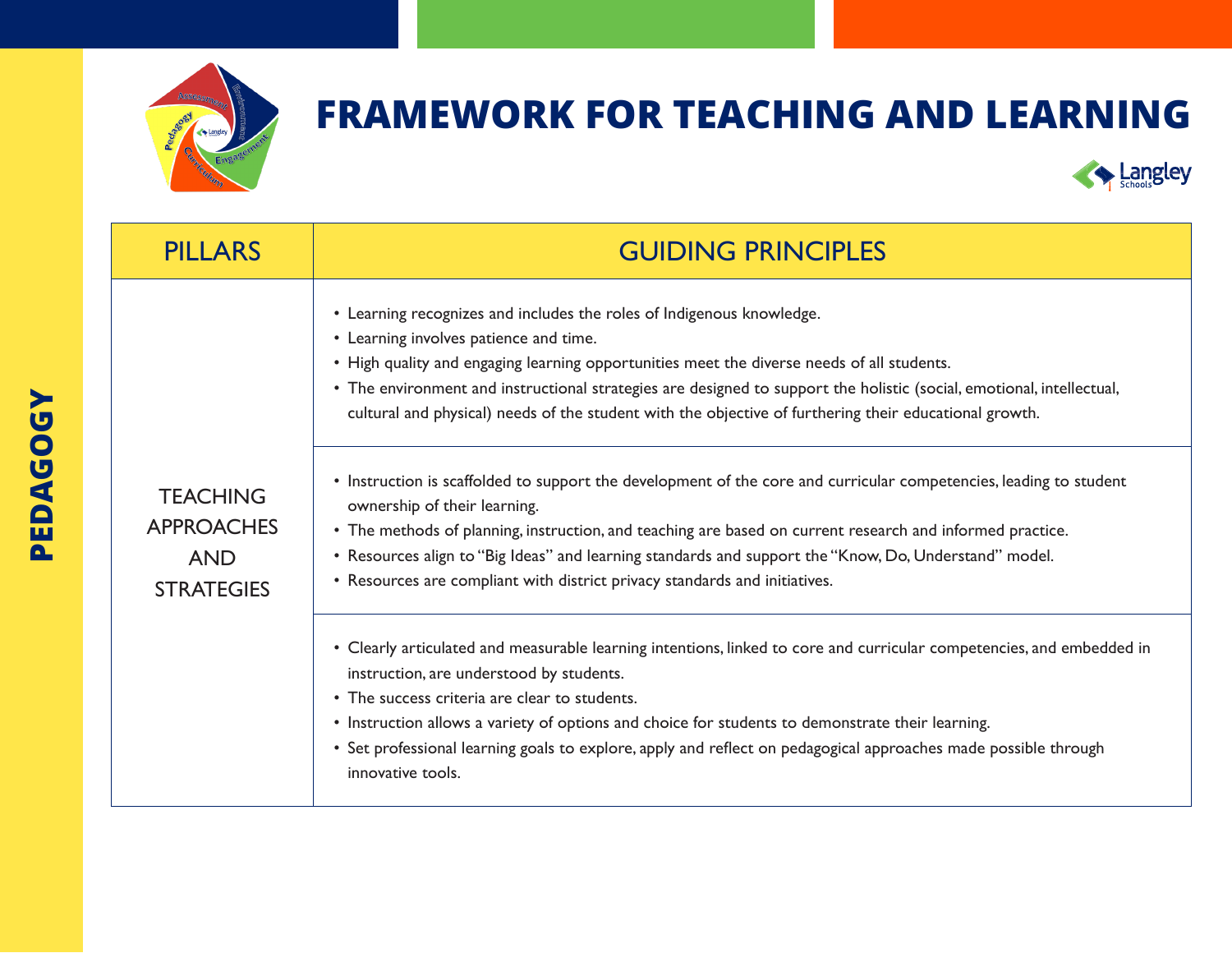# FRAMEWORK FOR TEACHING AND LEARNING

## PEDAGOGY

| PILLARS | GUIDING PRINCIPLES |
| --- | --- |
| TEACHING APPROACHES AND STRATEGIES | • Learning recognizes and includes the roles of Indigenous knowledge.<br>• Learning involves patience and time.<br>• High quality and engaging learning opportunities meet the diverse needs of all students.<br>• The environment and instructional strategies are designed to support the holistic (social, emotional, intellectual, cultural and physical) needs of the student with the objective of furthering their educational growth. |
| | • Instruction is scaffolded to support the development of the core and curricular competencies, leading to student ownership of their learning.<br>• The methods of planning, instruction, and teaching are based on current research and informed practice.<br>• Resources align to "Big Ideas" and learning standards and support the "Know, Do, Understand" model.<br>• Resources are compliant with district privacy standards and initiatives. |
| | • Clearly articulated and measurable learning intentions, linked to core and curricular competencies, and embedded in instruction, are understood by students.<br>• The success criteria are clear to students.<br>• Instruction allows a variety of options and choice for students to demonstrate their learning.<br>• Set professional learning goals to explore, apply and reflect on pedagogical approaches made possible through innovative tools. |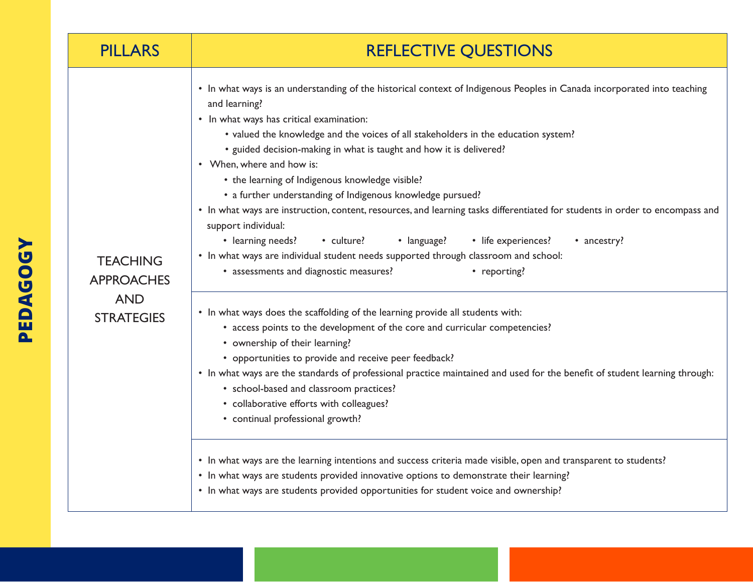# PEDAGOGY

| PILLARS | REFLECTIVE QUESTIONS |
| --- | --- |
| TEACHING APPROACHES AND STRATEGIES | • In what ways is an understanding of the historical context of Indigenous Peoples in Canada incorporated into teaching and learning?<br>• In what ways has critical examination:<br>&nbsp;&nbsp;&nbsp;&nbsp;• valued the knowledge and the voices of all stakeholders in the education system?<br>&nbsp;&nbsp;&nbsp;&nbsp;• guided decision-making in what is taught and how it is delivered?<br>• When, where and how is:<br>&nbsp;&nbsp;&nbsp;&nbsp;• the learning of Indigenous knowledge visible?<br>&nbsp;&nbsp;&nbsp;&nbsp;• a further understanding of Indigenous knowledge pursued?<br>• In what ways are instruction, content, resources, and learning tasks differentiated for students in order to encompass and support individual:<br>&nbsp;&nbsp;&nbsp;&nbsp;• learning needs? • culture? • language? • life experiences? • ancestry?<br>• In what ways are individual student needs supported through classroom and school:<br>&nbsp;&nbsp;&nbsp;&nbsp;• assessments and diagnostic measures? • reporting? |
| | • In what ways does the scaffolding of the learning provide all students with:<br>&nbsp;&nbsp;&nbsp;&nbsp;• access points to the development of the core and curricular competencies?<br>&nbsp;&nbsp;&nbsp;&nbsp;• ownership of their learning?<br>&nbsp;&nbsp;&nbsp;&nbsp;• opportunities to provide and receive peer feedback?<br>• In what ways are the standards of professional practice maintained and used for the benefit of student learning through:<br>&nbsp;&nbsp;&nbsp;&nbsp;• school-based and classroom practices?<br>&nbsp;&nbsp;&nbsp;&nbsp;• collaborative efforts with colleagues?<br>&nbsp;&nbsp;&nbsp;&nbsp;• continual professional growth? |
| | • In what ways are the learning intentions and success criteria made visible, open and transparent to students?<br>• In what ways are students provided innovative options to demonstrate their learning?<br>• In what ways are students provided opportunities for student voice and ownership? |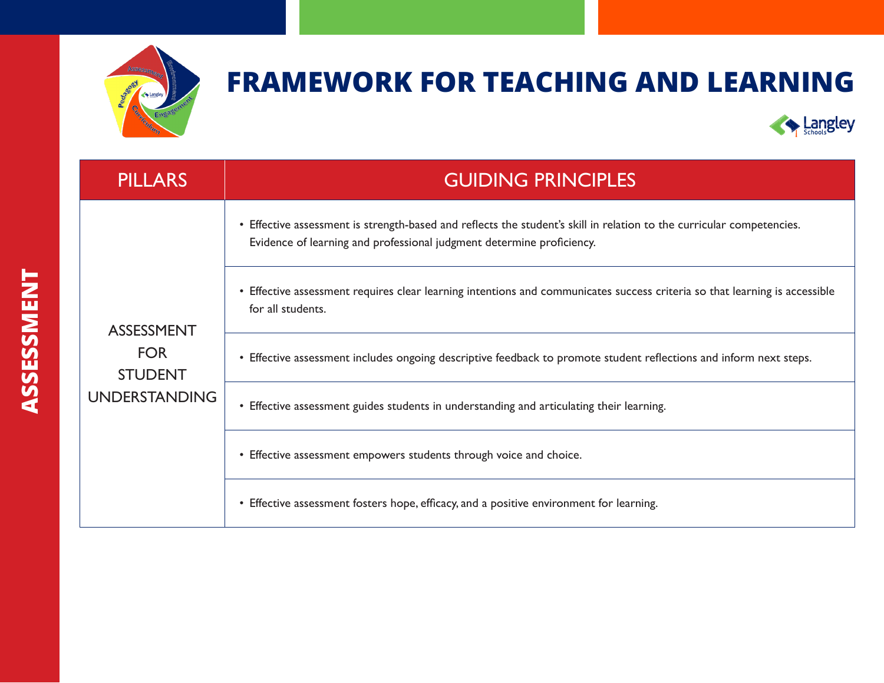# FRAMEWORK FOR TEACHING AND LEARNING

## ASSESSMENT

| PILLARS | GUIDING PRINCIPLES |
| --- | --- |
| ASSESSMENT FOR STUDENT UNDERSTANDING | • Effective assessment is strength-based and reflects the student's skill in relation to the curricular competencies. Evidence of learning and professional judgment determine proficiency. |
| | • Effective assessment requires clear learning intentions and communicates success criteria so that learning is accessible for all students. |
| | • Effective assessment includes ongoing descriptive feedback to promote student reflections and inform next steps. |
| | • Effective assessment guides students in understanding and articulating their learning. |
| | • Effective assessment empowers students through voice and choice. |
| | • Effective assessment fosters hope, efficacy, and a positive environment for learning. |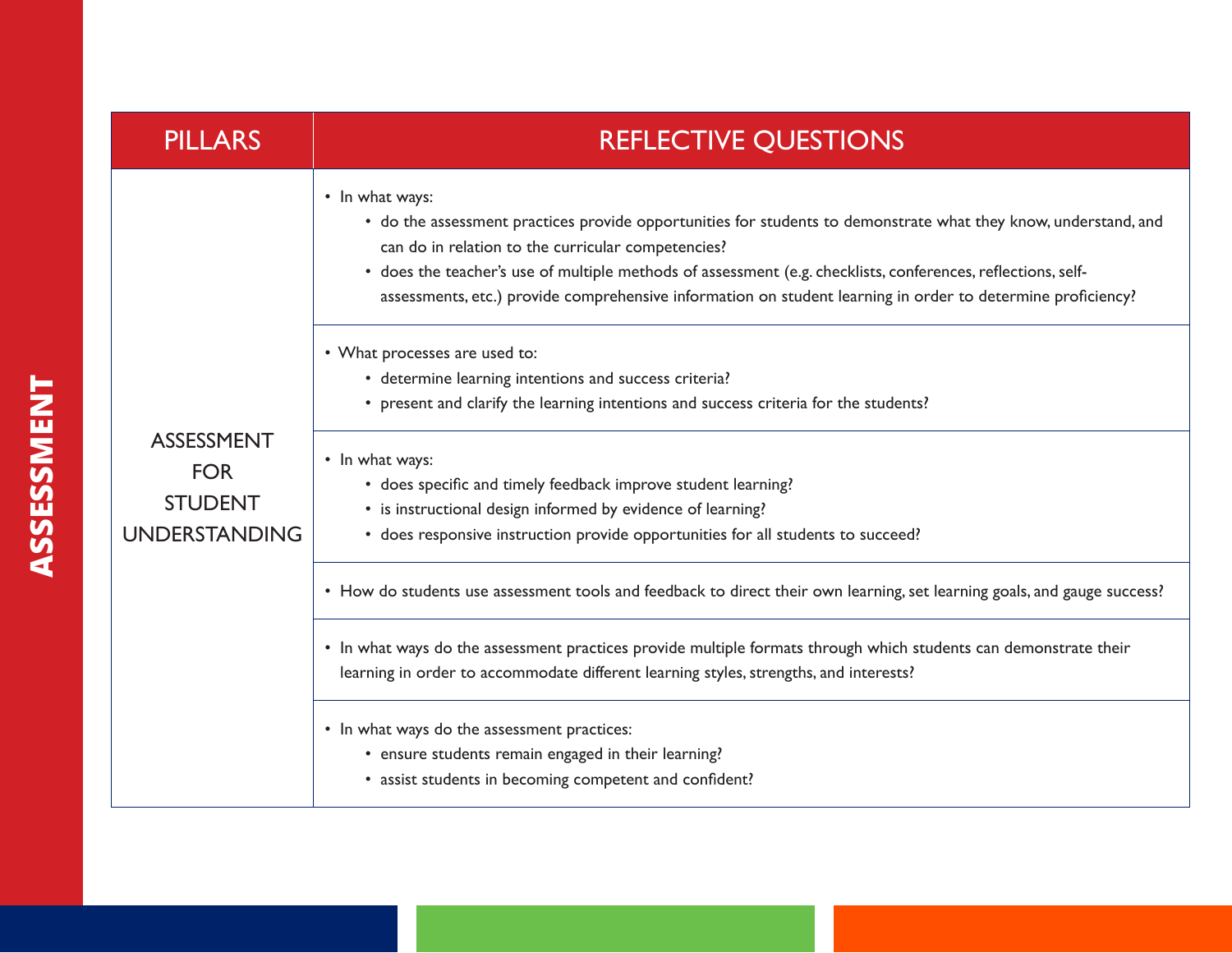# ASSESSMENT

| PILLARS | REFLECTIVE QUESTIONS |
|---|---|
| ASSESSMENT FOR STUDENT UNDERSTANDING | • In what ways:<br>• do the assessment practices provide opportunities for students to demonstrate what they know, understand, and can do in relation to the curricular competencies?<br>• does the teacher's use of multiple methods of assessment (e.g. checklists, conferences, reflections, self-assessments, etc.) provide comprehensive information on student learning in order to determine proficiency? |
| | • What processes are used to:<br>• determine learning intentions and success criteria?<br>• present and clarify the learning intentions and success criteria for the students? |
| | • In what ways:<br>• does specific and timely feedback improve student learning?<br>• is instructional design informed by evidence of learning?<br>• does responsive instruction provide opportunities for all students to succeed? |
| | • How do students use assessment tools and feedback to direct their own learning, set learning goals, and gauge success? |
| | • In what ways do the assessment practices provide multiple formats through which students can demonstrate their learning in order to accommodate different learning styles, strengths, and interests? |
| | • In what ways do the assessment practices:<br>• ensure students remain engaged in their learning?<br>• assist students in becoming competent and confident? |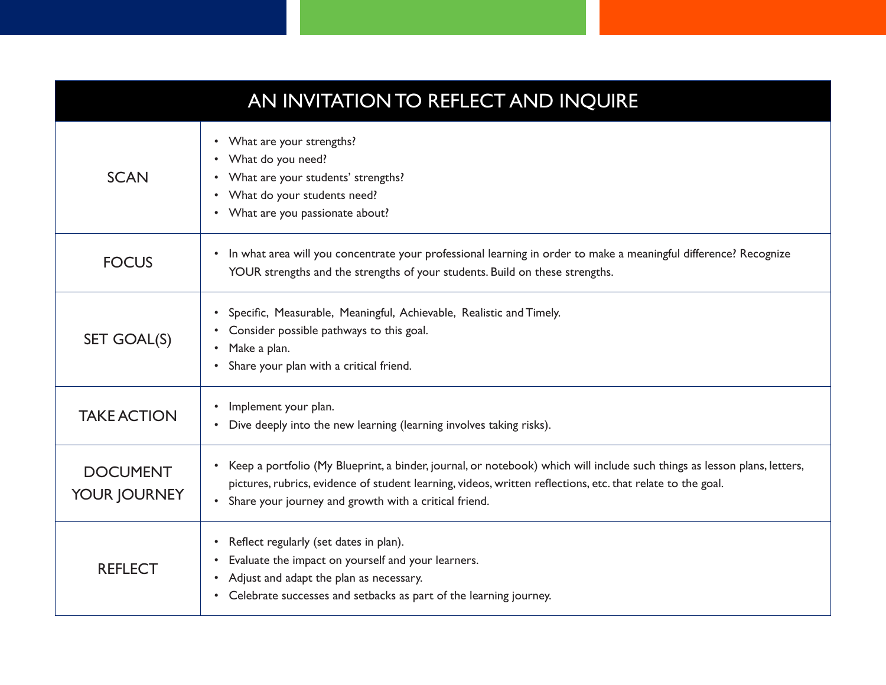| AN INVITATION TO REFLECT AND INQUIRE | |
|---|---|
| SCAN | • What are your strengths?<br>• What do you need?<br>• What are your students' strengths?<br>• What do your students need?<br>• What are you passionate about? |
| FOCUS | • In what area will you concentrate your professional learning in order to make a meaningful difference? Recognize YOUR strengths and the strengths of your students. Build on these strengths. |
| SET GOAL(S) | • Specific, Measurable, Meaningful, Achievable, Realistic and Timely.<br>• Consider possible pathways to this goal.<br>• Make a plan.<br>• Share your plan with a critical friend. |
| TAKE ACTION | • Implement your plan.<br>• Dive deeply into the new learning (learning involves taking risks). |
| DOCUMENT YOUR JOURNEY | • Keep a portfolio (My Blueprint, a binder, journal, or notebook) which will include such things as lesson plans, letters, pictures, rubrics, evidence of student learning, videos, written reflections, etc. that relate to the goal.<br>• Share your journey and growth with a critical friend. |
| REFLECT | • Reflect regularly (set dates in plan).<br>• Evaluate the impact on yourself and your learners.<br>• Adjust and adapt the plan as necessary.<br>• Celebrate successes and setbacks as part of the learning journey. |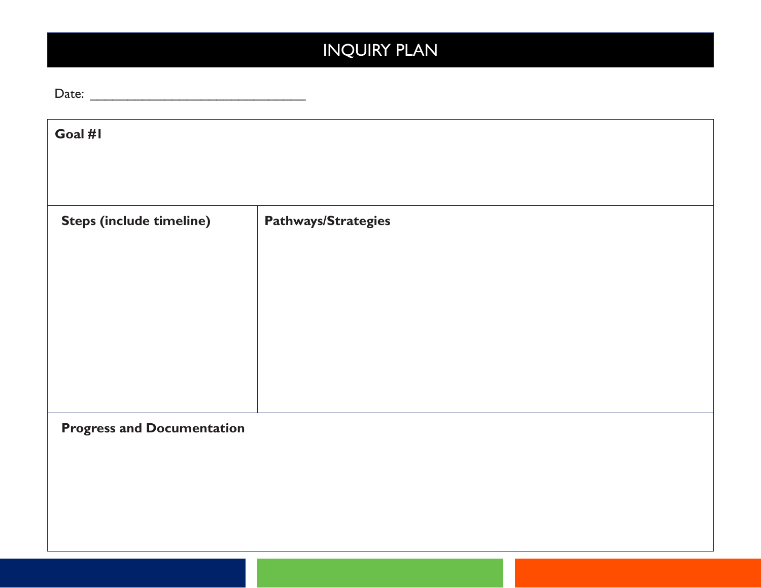# INQUIRY PLAN

Date: ______________________________

| **Goal #1** | |
|---|---|
| **Steps (include timeline)** | **Pathways/Strategies** |
| **Progress and Documentation** | |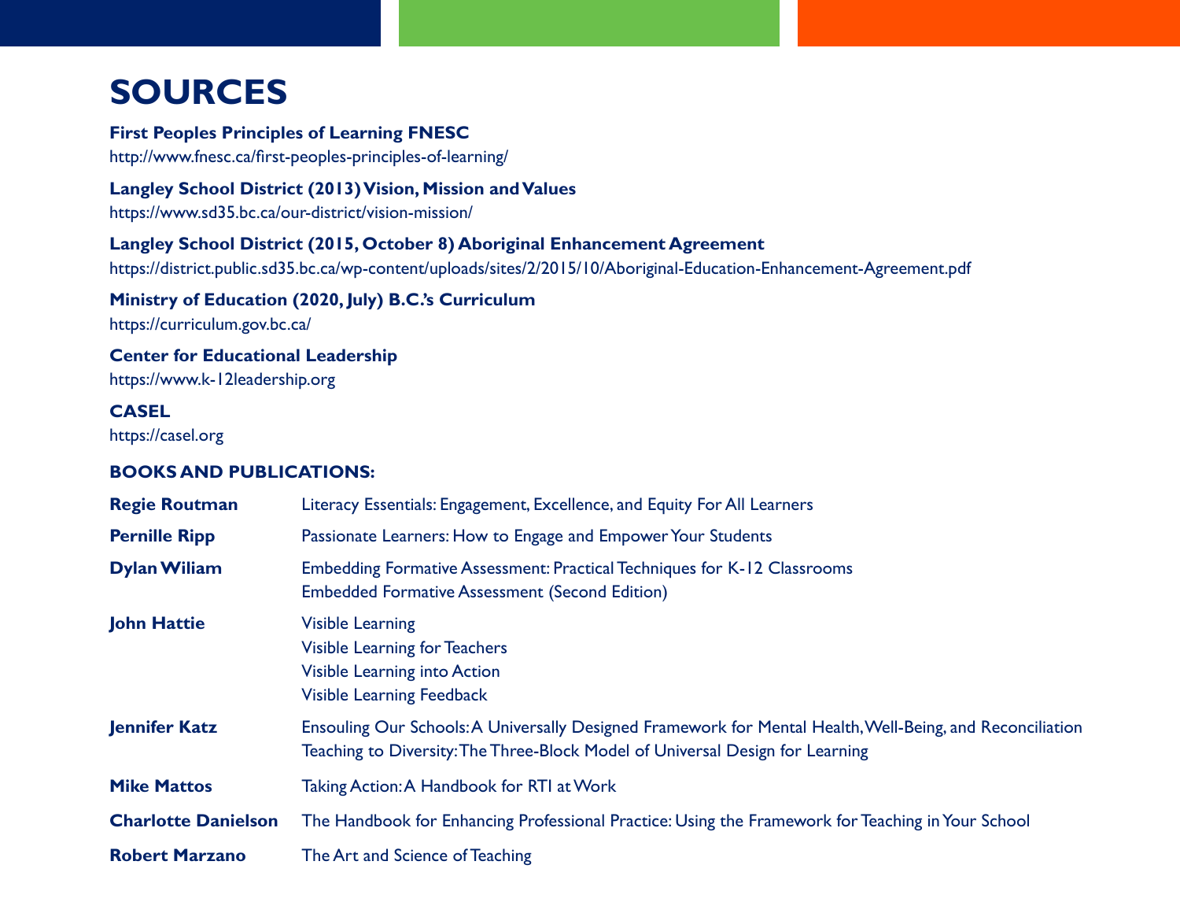# SOURCES

**First Peoples Principles of Learning FNESC**
http://www.fnesc.ca/first-peoples-principles-of-learning/

**Langley School District (2013) Vision, Mission and Values**
https://www.sd35.bc.ca/our-district/vision-mission/

**Langley School District (2015, October 8) Aboriginal Enhancement Agreement**
https://district.public.sd35.bc.ca/wp-content/uploads/sites/2/2015/10/Aboriginal-Education-Enhancement-Agreement.pdf

**Ministry of Education (2020, July) B.C.'s Curriculum**
https://curriculum.gov.bc.ca/

**Center for Educational Leadership**
https://www.k-12leadership.org

**CASEL**
https://casel.org

**BOOKS AND PUBLICATIONS:**

| | |
|---|---|
| **Regie Routman** | Literacy Essentials: Engagement, Excellence, and Equity For All Learners |
| **Pernille Ripp** | Passionate Learners: How to Engage and Empower Your Students |
| **Dylan Wiliam** | Embedding Formative Assessment: Practical Techniques for K-12 Classrooms<br>Embedded Formative Assessment (Second Edition) |
| **John Hattie** | Visible Learning<br>Visible Learning for Teachers<br>Visible Learning into Action<br>Visible Learning Feedback |
| **Jennifer Katz** | Ensouling Our Schools: A Universally Designed Framework for Mental Health, Well-Being, and Reconciliation<br>Teaching to Diversity: The Three-Block Model of Universal Design for Learning |
| **Mike Mattos** | Taking Action: A Handbook for RTI at Work |
| **Charlotte Danielson** | The Handbook for Enhancing Professional Practice: Using the Framework for Teaching in Your School |
| **Robert Marzano** | The Art and Science of Teaching |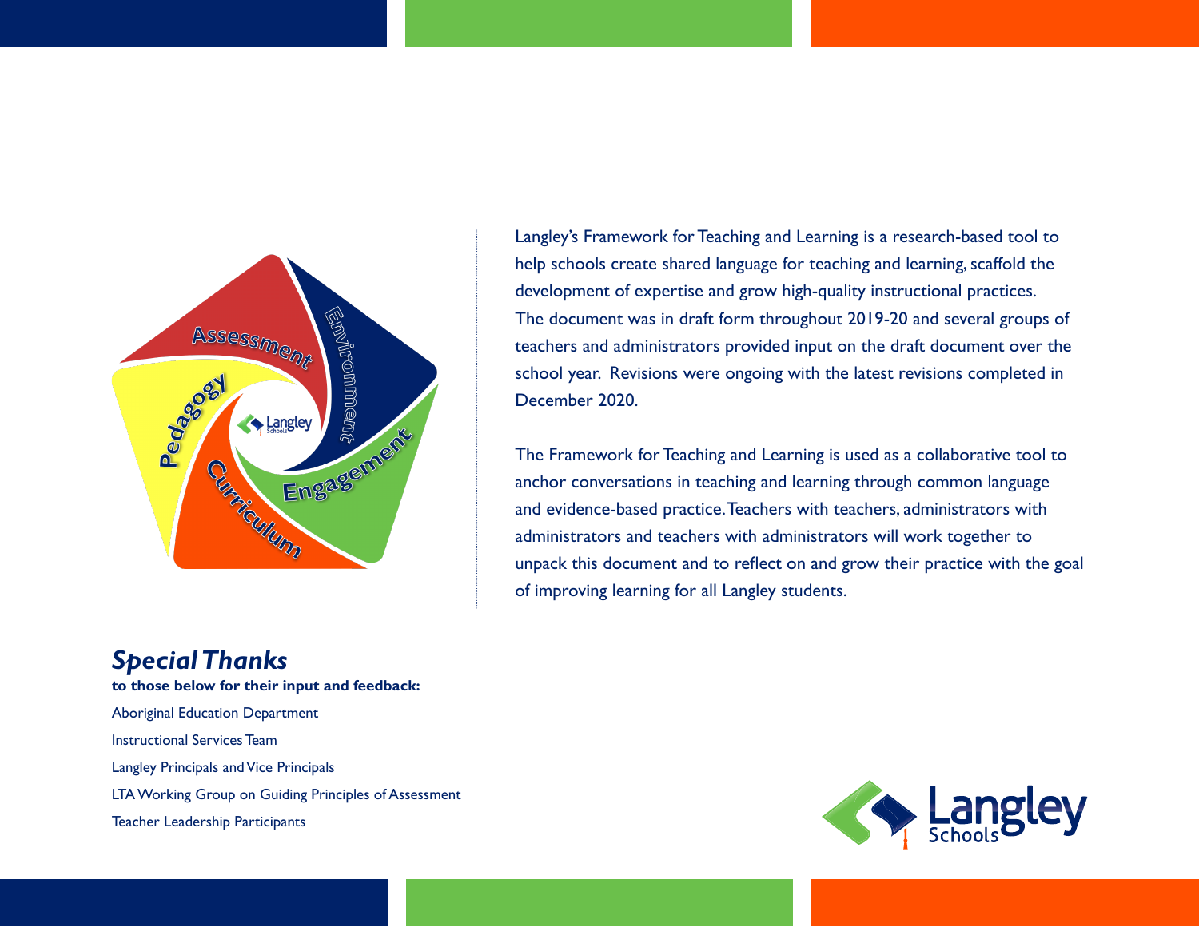Langley's Framework for Teaching and Learning is a research-based tool to help schools create shared language for teaching and learning, scaffold the development of expertise and grow high-quality instructional practices. The document was in draft form throughout 2019-20 and several groups of teachers and administrators provided input on the draft document over the school year. Revisions were ongoing with the latest revisions completed in December 2020.

The Framework for Teaching and Learning is used as a collaborative tool to anchor conversations in teaching and learning through common language and evidence-based practice. Teachers with teachers, administrators with administrators and teachers with administrators will work together to unpack this document and to reflect on and grow their practice with the goal of improving learning for all Langley students.

## *Special Thanks*

**to those below for their input and feedback:**

Aboriginal Education Department

Instructional Services Team

Langley Principals and Vice Principals

LTA Working Group on Guiding Principles of Assessment

Teacher Leadership Participants